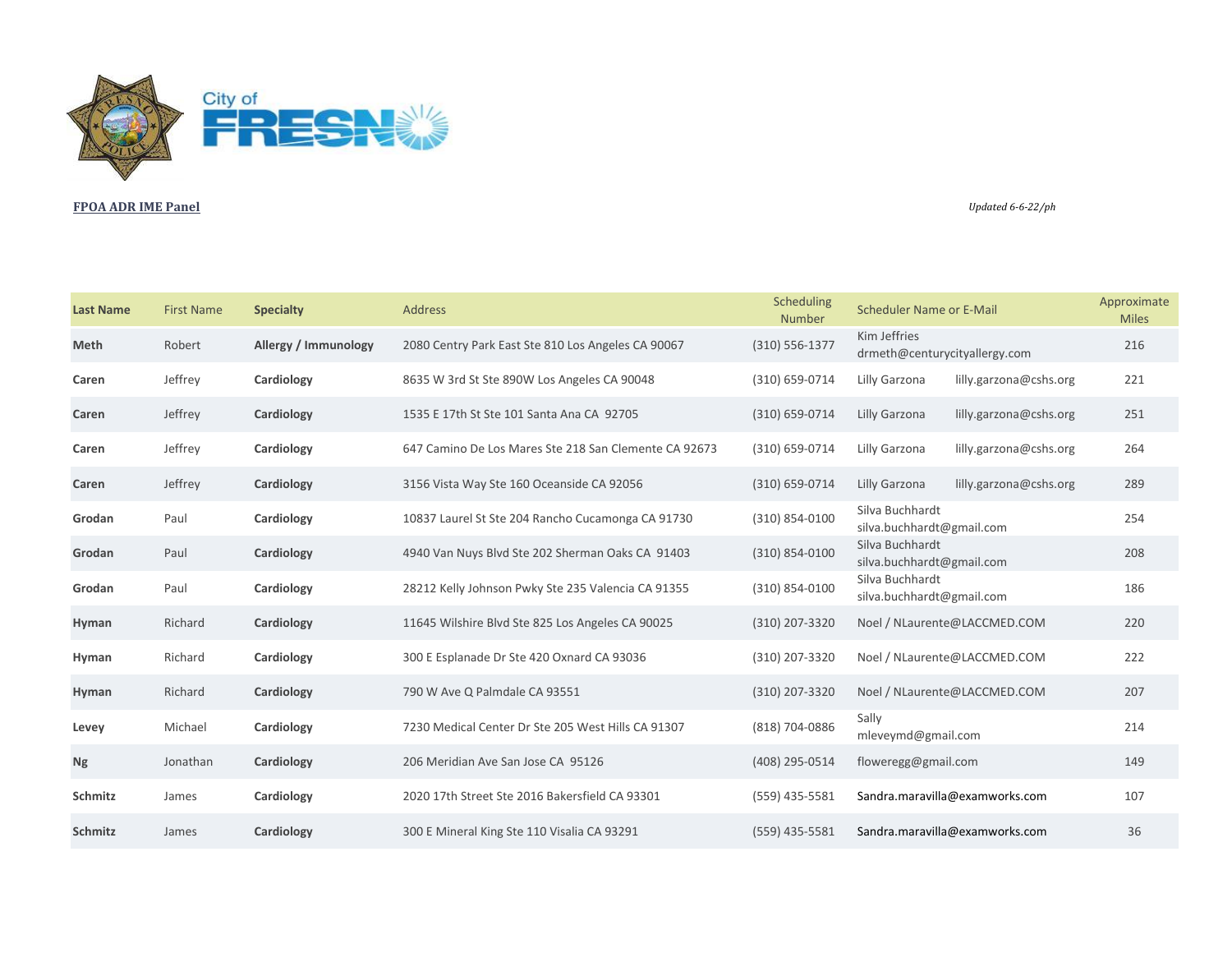**FPOA ADR IME Panel**

*Updated 6-6-22/ph*

| Last Name | First Name | Specialty | Address | Scheduling Number | Scheduler Name or E-Mail | | Approximate Miles |
|---|---|---|---|---|---|---|---|
| **Meth** | Robert | **Allergy / Immunology** | 2080 Centry Park East Ste 810 Los Angeles CA 90067 | (310) 556-1377 | Kim Jeffries drmeth@centurycityallergy.com | | 216 |
| **Caren** | Jeffrey | **Cardiology** | 8635 W 3rd St Ste 890W Los Angeles CA 90048 | (310) 659-0714 | Lilly Garzona | lilly.garzona@cshs.org | 221 |
| **Caren** | Jeffrey | **Cardiology** | 1535 E 17th St Ste 101 Santa Ana CA 92705 | (310) 659-0714 | Lilly Garzona | lilly.garzona@cshs.org | 251 |
| **Caren** | Jeffrey | **Cardiology** | 647 Camino De Los Mares Ste 218 San Clemente CA 92673 | (310) 659-0714 | Lilly Garzona | lilly.garzona@cshs.org | 264 |
| **Caren** | Jeffrey | **Cardiology** | 3156 Vista Way Ste 160 Oceanside CA 92056 | (310) 659-0714 | Lilly Garzona | lilly.garzona@cshs.org | 289 |
| **Grodan** | Paul | **Cardiology** | 10837 Laurel St Ste 204 Rancho Cucamonga CA 91730 | (310) 854-0100 | Silva Buchhardt silva.buchhardt@gmail.com | | 254 |
| **Grodan** | Paul | **Cardiology** | 4940 Van Nuys Blvd Ste 202 Sherman Oaks CA 91403 | (310) 854-0100 | Silva Buchhardt silva.buchhardt@gmail.com | | 208 |
| **Grodan** | Paul | **Cardiology** | 28212 Kelly Johnson Pwky Ste 235 Valencia CA 91355 | (310) 854-0100 | Silva Buchhardt silva.buchhardt@gmail.com | | 186 |
| **Hyman** | Richard | **Cardiology** | 11645 Wilshire Blvd Ste 825 Los Angeles CA 90025 | (310) 207-3320 | Noel / NLaurente@LACCMED.COM | | 220 |
| **Hyman** | Richard | **Cardiology** | 300 E Esplanade Dr Ste 420 Oxnard CA 93036 | (310) 207-3320 | Noel / NLaurente@LACCMED.COM | | 222 |
| **Hyman** | Richard | **Cardiology** | 790 W Ave Q Palmdale CA 93551 | (310) 207-3320 | Noel / NLaurente@LACCMED.COM | | 207 |
| **Levey** | Michael | **Cardiology** | 7230 Medical Center Dr Ste 205 West Hills CA 91307 | (818) 704-0886 | Sally mleveymd@gmail.com | | 214 |
| **Ng** | Jonathan | **Cardiology** | 206 Meridian Ave San Jose CA 95126 | (408) 295-0514 | floweregg@gmail.com | | 149 |
| **Schmitz** | James | **Cardiology** | 2020 17th Street Ste 2016 Bakersfield CA 93301 | (559) 435-5581 | Sandra.maravilla@examworks.com | | 107 |
| **Schmitz** | James | **Cardiology** | 300 E Mineral King Ste 110 Visalia CA 93291 | (559) 435-5581 | Sandra.maravilla@examworks.com | | 36 |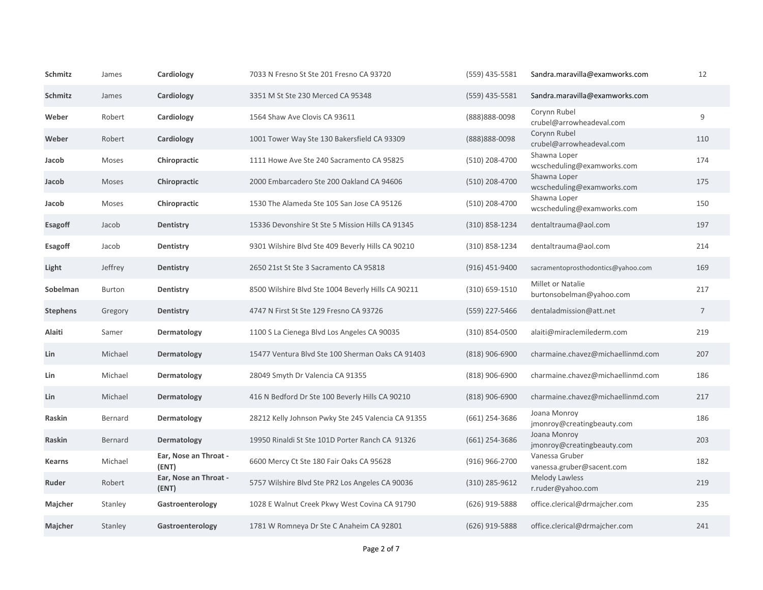| | | | | | | |
|---|---|---|---|---|---|---|
| **Schmitz** | James | **Cardiology** | 7033 N Fresno St Ste 201 Fresno CA 93720 | (559) 435-5581 | Sandra.maravilla@examworks.com | 12 |
| **Schmitz** | James | **Cardiology** | 3351 M St Ste 230 Merced CA 95348 | (559) 435-5581 | Sandra.maravilla@examworks.com | |
| **Weber** | Robert | **Cardiology** | 1564 Shaw Ave Clovis CA 93611 | (888)888-0098 | Corynn Rubel crubel@arrowheadeval.com | 9 |
| **Weber** | Robert | **Cardiology** | 1001 Tower Way Ste 130 Bakersfield CA 93309 | (888)888-0098 | Corynn Rubel crubel@arrowheadeval.com | 110 |
| **Jacob** | Moses | **Chiropractic** | 1111 Howe Ave Ste 240 Sacramento CA 95825 | (510) 208-4700 | Shawna Loper wcscheduling@examworks.com | 174 |
| **Jacob** | Moses | **Chiropractic** | 2000 Embarcadero Ste 200 Oakland CA 94606 | (510) 208-4700 | Shawna Loper wcscheduling@examworks.com | 175 |
| **Jacob** | Moses | **Chiropractic** | 1530 The Alameda Ste 105 San Jose CA 95126 | (510) 208-4700 | Shawna Loper wcscheduling@examworks.com | 150 |
| **Esagoff** | Jacob | **Dentistry** | 15336 Devonshire St Ste 5 Mission Hills CA 91345 | (310) 858-1234 | dentaltrauma@aol.com | 197 |
| **Esagoff** | Jacob | **Dentistry** | 9301 Wilshire Blvd Ste 409 Beverly Hills CA 90210 | (310) 858-1234 | dentaltrauma@aol.com | 214 |
| **Light** | Jeffrey | **Dentistry** | 2650 21st St Ste 3 Sacramento CA 95818 | (916) 451-9400 | sacramentoprosthodontics@yahoo.com | 169 |
| **Sobelman** | Burton | **Dentistry** | 8500 Wilshire Blvd Ste 1004 Beverly Hills CA 90211 | (310) 659-1510 | Millet or Natalie burtonsobelman@yahoo.com | 217 |
| **Stephens** | Gregory | **Dentistry** | 4747 N First St Ste 129 Fresno CA 93726 | (559) 227-5466 | dentaladmission@att.net | 7 |
| **Alaiti** | Samer | **Dermatology** | 1100 S La Cienega Blvd Los Angeles CA 90035 | (310) 854-0500 | alaiti@miraclemilederm.com | 219 |
| **Lin** | Michael | **Dermatology** | 15477 Ventura Blvd Ste 100 Sherman Oaks CA 91403 | (818) 906-6900 | charmaine.chavez@michaellinmd.com | 207 |
| **Lin** | Michael | **Dermatology** | 28049 Smyth Dr Valencia CA 91355 | (818) 906-6900 | charmaine.chavez@michaellinmd.com | 186 |
| **Lin** | Michael | **Dermatology** | 416 N Bedford Dr Ste 100 Beverly Hills CA 90210 | (818) 906-6900 | charmaine.chavez@michaellinmd.com | 217 |
| **Raskin** | Bernard | **Dermatology** | 28212 Kelly Johnson Pwky Ste 245 Valencia CA 91355 | (661) 254-3686 | Joana Monroy jmonroy@creatingbeauty.com | 186 |
| **Raskin** | Bernard | **Dermatology** | 19950 Rinaldi St Ste 101D Porter Ranch CA 91326 | (661) 254-3686 | Joana Monroy jmonroy@creatingbeauty.com | 203 |
| **Kearns** | Michael | **Ear, Nose an Throat - (ENT)** | 6600 Mercy Ct Ste 180 Fair Oaks CA 95628 | (916) 966-2700 | Vanessa Gruber vanessa.gruber@sacent.com | 182 |
| **Ruder** | Robert | **Ear, Nose an Throat - (ENT)** | 5757 Wilshire Blvd Ste PR2 Los Angeles CA 90036 | (310) 285-9612 | Melody Lawless r.ruder@yahoo.com | 219 |
| **Majcher** | Stanley | **Gastroenterology** | 1028 E Walnut Creek Pkwy West Covina CA 91790 | (626) 919-5888 | office.clerical@drmajcher.com | 235 |
| **Majcher** | Stanley | **Gastroenterology** | 1781 W Romneya Dr Ste C Anaheim CA 92801 | (626) 919-5888 | office.clerical@drmajcher.com | 241 |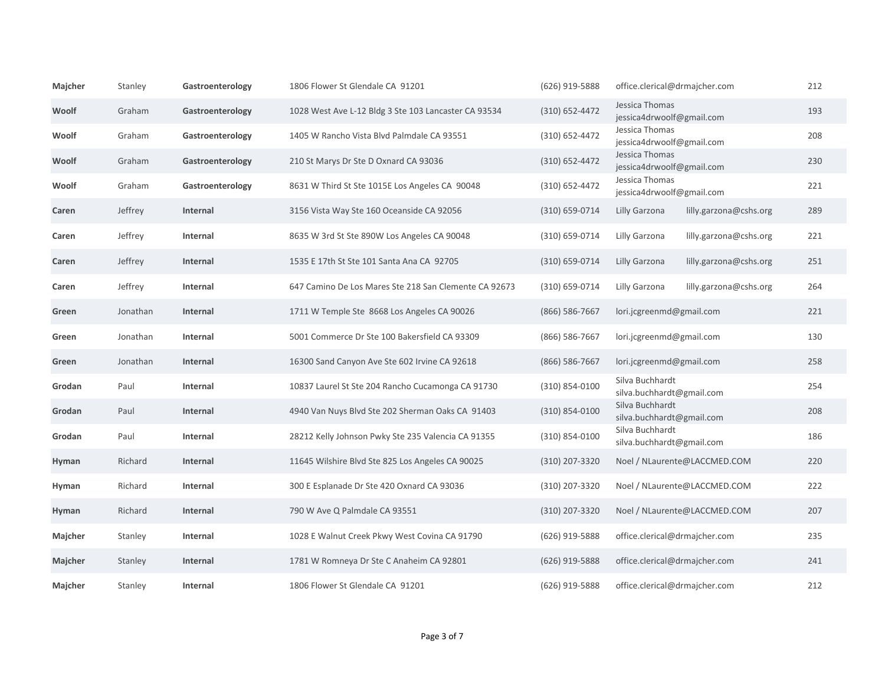| | | | | | | |
|---|---|---|---|---|---|---|
| **Majcher** | Stanley | **Gastroenterology** | 1806 Flower St Glendale CA 91201 | (626) 919-5888 | office.clerical@drmajcher.com | 212 |
| **Woolf** | Graham | **Gastroenterology** | 1028 West Ave L-12 Bldg 3 Ste 103 Lancaster CA 93534 | (310) 652-4472 | Jessica Thomas jessica4drwoolf@gmail.com | 193 |
| **Woolf** | Graham | **Gastroenterology** | 1405 W Rancho Vista Blvd Palmdale CA 93551 | (310) 652-4472 | Jessica Thomas jessica4drwoolf@gmail.com | 208 |
| **Woolf** | Graham | **Gastroenterology** | 210 St Marys Dr Ste D Oxnard CA 93036 | (310) 652-4472 | Jessica Thomas jessica4drwoolf@gmail.com | 230 |
| **Woolf** | Graham | **Gastroenterology** | 8631 W Third St Ste 1015E Los Angeles CA 90048 | (310) 652-4472 | Jessica Thomas jessica4drwoolf@gmail.com | 221 |
| **Caren** | Jeffrey | **Internal** | 3156 Vista Way Ste 160 Oceanside CA 92056 | (310) 659-0714 | Lilly Garzona lilly.garzona@cshs.org | 289 |
| **Caren** | Jeffrey | **Internal** | 8635 W 3rd St Ste 890W Los Angeles CA 90048 | (310) 659-0714 | Lilly Garzona lilly.garzona@cshs.org | 221 |
| **Caren** | Jeffrey | **Internal** | 1535 E 17th St Ste 101 Santa Ana CA 92705 | (310) 659-0714 | Lilly Garzona lilly.garzona@cshs.org | 251 |
| **Caren** | Jeffrey | **Internal** | 647 Camino De Los Mares Ste 218 San Clemente CA 92673 | (310) 659-0714 | Lilly Garzona lilly.garzona@cshs.org | 264 |
| **Green** | Jonathan | **Internal** | 1711 W Temple Ste 8668 Los Angeles CA 90026 | (866) 586-7667 | lori.jcgreenmd@gmail.com | 221 |
| **Green** | Jonathan | **Internal** | 5001 Commerce Dr Ste 100 Bakersfield CA 93309 | (866) 586-7667 | lori.jcgreenmd@gmail.com | 130 |
| **Green** | Jonathan | **Internal** | 16300 Sand Canyon Ave Ste 602 Irvine CA 92618 | (866) 586-7667 | lori.jcgreenmd@gmail.com | 258 |
| **Grodan** | Paul | **Internal** | 10837 Laurel St Ste 204 Rancho Cucamonga CA 91730 | (310) 854-0100 | Silva Buchhardt silva.buchhardt@gmail.com | 254 |
| **Grodan** | Paul | **Internal** | 4940 Van Nuys Blvd Ste 202 Sherman Oaks CA 91403 | (310) 854-0100 | Silva Buchhardt silva.buchhardt@gmail.com | 208 |
| **Grodan** | Paul | **Internal** | 28212 Kelly Johnson Pwky Ste 235 Valencia CA 91355 | (310) 854-0100 | Silva Buchhardt silva.buchhardt@gmail.com | 186 |
| **Hyman** | Richard | **Internal** | 11645 Wilshire Blvd Ste 825 Los Angeles CA 90025 | (310) 207-3320 | Noel / NLaurente@LACCMED.COM | 220 |
| **Hyman** | Richard | **Internal** | 300 E Esplanade Dr Ste 420 Oxnard CA 93036 | (310) 207-3320 | Noel / NLaurente@LACCMED.COM | 222 |
| **Hyman** | Richard | **Internal** | 790 W Ave Q Palmdale CA 93551 | (310) 207-3320 | Noel / NLaurente@LACCMED.COM | 207 |
| **Majcher** | Stanley | **Internal** | 1028 E Walnut Creek Pkwy West Covina CA 91790 | (626) 919-5888 | office.clerical@drmajcher.com | 235 |
| **Majcher** | Stanley | **Internal** | 1781 W Romneya Dr Ste C Anaheim CA 92801 | (626) 919-5888 | office.clerical@drmajcher.com | 241 |
| **Majcher** | Stanley | **Internal** | 1806 Flower St Glendale CA 91201 | (626) 919-5888 | office.clerical@drmajcher.com | 212 |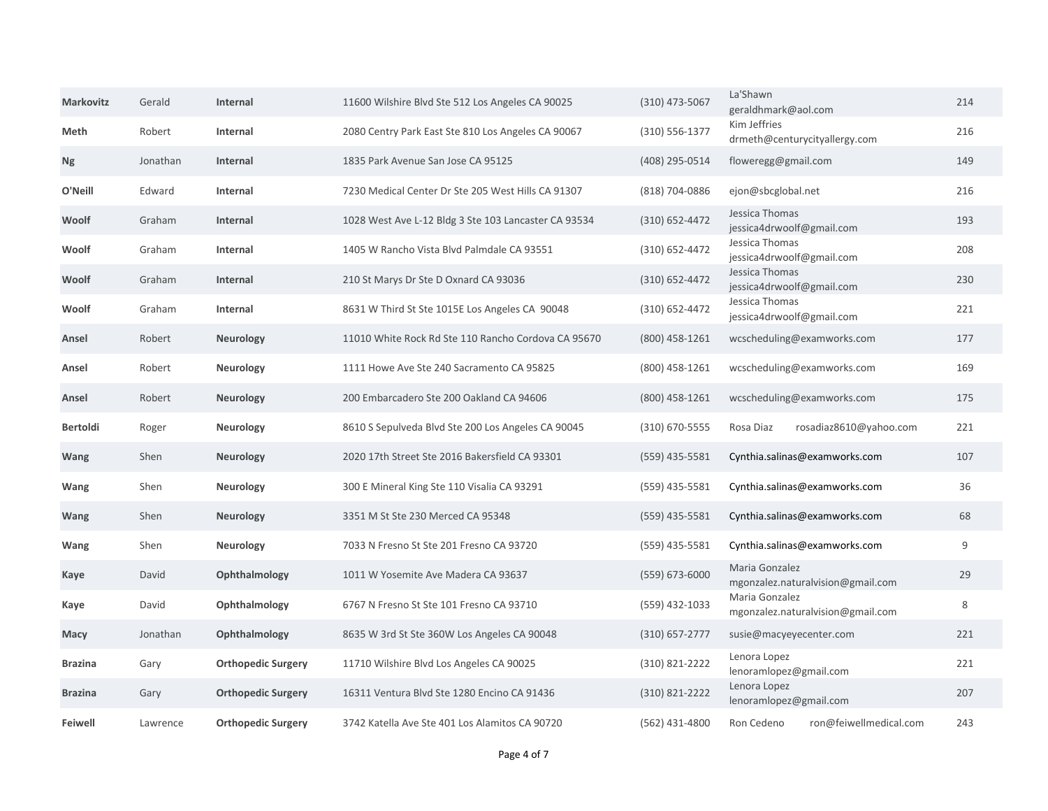| Markovitz | Gerald | Internal | 11600 Wilshire Blvd Ste 512 Los Angeles CA 90025 | (310) 473-5067 | La'Shawn geraldhmark@aol.com | 214 |
|---|---|---|---|---|---|---|
| **Meth** | Robert | **Internal** | 2080 Centry Park East Ste 810 Los Angeles CA 90067 | (310) 556-1377 | Kim Jeffries drmeth@centurycityallergy.com | 216 |
| **Ng** | Jonathan | **Internal** | 1835 Park Avenue San Jose CA 95125 | (408) 295-0514 | floweregg@gmail.com | 149 |
| **O'Neill** | Edward | **Internal** | 7230 Medical Center Dr Ste 205 West Hills CA 91307 | (818) 704-0886 | ejon@sbcglobal.net | 216 |
| **Woolf** | Graham | **Internal** | 1028 West Ave L-12 Bldg 3 Ste 103 Lancaster CA 93534 | (310) 652-4472 | Jessica Thomas jessica4drwoolf@gmail.com | 193 |
| **Woolf** | Graham | **Internal** | 1405 W Rancho Vista Blvd Palmdale CA 93551 | (310) 652-4472 | Jessica Thomas jessica4drwoolf@gmail.com | 208 |
| **Woolf** | Graham | **Internal** | 210 St Marys Dr Ste D Oxnard CA 93036 | (310) 652-4472 | Jessica Thomas jessica4drwoolf@gmail.com | 230 |
| **Woolf** | Graham | **Internal** | 8631 W Third St Ste 1015E Los Angeles CA 90048 | (310) 652-4472 | Jessica Thomas jessica4drwoolf@gmail.com | 221 |
| **Ansel** | Robert | **Neurology** | 11010 White Rock Rd Ste 110 Rancho Cordova CA 95670 | (800) 458-1261 | wcscheduling@examworks.com | 177 |
| **Ansel** | Robert | **Neurology** | 1111 Howe Ave Ste 240 Sacramento CA 95825 | (800) 458-1261 | wcscheduling@examworks.com | 169 |
| **Ansel** | Robert | **Neurology** | 200 Embarcadero Ste 200 Oakland CA 94606 | (800) 458-1261 | wcscheduling@examworks.com | 175 |
| **Bertoldi** | Roger | **Neurology** | 8610 S Sepulveda Blvd Ste 200 Los Angeles CA 90045 | (310) 670-5555 | Rosa Diaz rosadiaz8610@yahoo.com | 221 |
| **Wang** | Shen | **Neurology** | 2020 17th Street Ste 2016 Bakersfield CA 93301 | (559) 435-5581 | Cynthia.salinas@examworks.com | 107 |
| **Wang** | Shen | **Neurology** | 300 E Mineral King Ste 110 Visalia CA 93291 | (559) 435-5581 | Cynthia.salinas@examworks.com | 36 |
| **Wang** | Shen | **Neurology** | 3351 M St Ste 230 Merced CA 95348 | (559) 435-5581 | Cynthia.salinas@examworks.com | 68 |
| **Wang** | Shen | **Neurology** | 7033 N Fresno St Ste 201 Fresno CA 93720 | (559) 435-5581 | Cynthia.salinas@examworks.com | 9 |
| **Kaye** | David | **Ophthalmology** | 1011 W Yosemite Ave Madera CA 93637 | (559) 673-6000 | Maria Gonzalez mgonzalez.naturalvision@gmail.com | 29 |
| **Kaye** | David | **Ophthalmology** | 6767 N Fresno St Ste 101 Fresno CA 93710 | (559) 432-1033 | Maria Gonzalez mgonzalez.naturalvision@gmail.com | 8 |
| **Macy** | Jonathan | **Ophthalmology** | 8635 W 3rd St Ste 360W Los Angeles CA 90048 | (310) 657-2777 | susie@macyeyecenter.com | 221 |
| **Brazina** | Gary | **Orthopedic Surgery** | 11710 Wilshire Blvd Los Angeles CA 90025 | (310) 821-2222 | Lenora Lopez lenoramlopez@gmail.com | 221 |
| **Brazina** | Gary | **Orthopedic Surgery** | 16311 Ventura Blvd Ste 1280 Encino CA 91436 | (310) 821-2222 | Lenora Lopez lenoramlopez@gmail.com | 207 |
| **Feiwell** | Lawrence | **Orthopedic Surgery** | 3742 Katella Ave Ste 401 Los Alamitos CA 90720 | (562) 431-4800 | Ron Cedeno ron@feiwellmedical.com | 243 |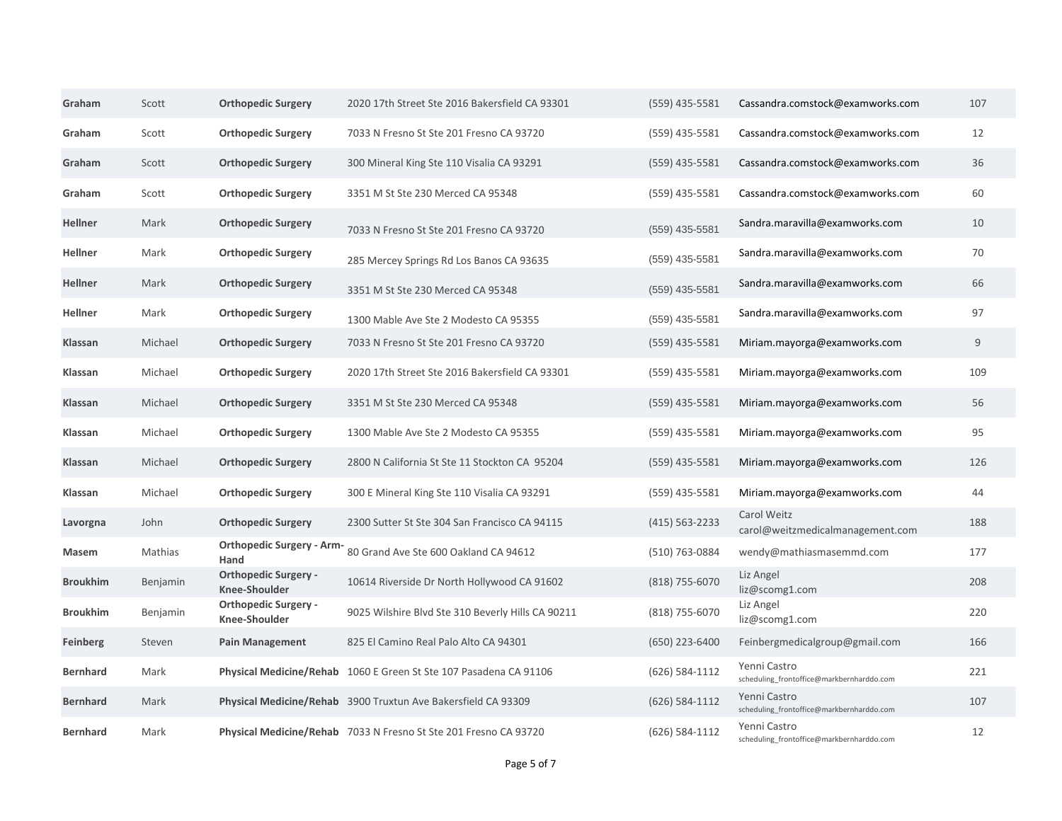| | | | | | | |
|---|---|---|---|---|---|---|
| **Graham** | Scott | **Orthopedic Surgery** | 2020 17th Street Ste 2016 Bakersfield CA 93301 | (559) 435-5581 | Cassandra.comstock@examworks.com | 107 |
| **Graham** | Scott | **Orthopedic Surgery** | 7033 N Fresno St Ste 201 Fresno CA 93720 | (559) 435-5581 | Cassandra.comstock@examworks.com | 12 |
| **Graham** | Scott | **Orthopedic Surgery** | 300 Mineral King Ste 110 Visalia CA 93291 | (559) 435-5581 | Cassandra.comstock@examworks.com | 36 |
| **Graham** | Scott | **Orthopedic Surgery** | 3351 M St Ste 230 Merced CA 95348 | (559) 435-5581 | Cassandra.comstock@examworks.com | 60 |
| **Hellner** | Mark | **Orthopedic Surgery** | 7033 N Fresno St Ste 201 Fresno CA 93720 | (559) 435-5581 | Sandra.maravilla@examworks.com | 10 |
| **Hellner** | Mark | **Orthopedic Surgery** | 285 Mercey Springs Rd Los Banos CA 93635 | (559) 435-5581 | Sandra.maravilla@examworks.com | 70 |
| **Hellner** | Mark | **Orthopedic Surgery** | 3351 M St Ste 230 Merced CA 95348 | (559) 435-5581 | Sandra.maravilla@examworks.com | 66 |
| **Hellner** | Mark | **Orthopedic Surgery** | 1300 Mable Ave Ste 2 Modesto CA 95355 | (559) 435-5581 | Sandra.maravilla@examworks.com | 97 |
| **Klassan** | Michael | **Orthopedic Surgery** | 7033 N Fresno St Ste 201 Fresno CA 93720 | (559) 435-5581 | Miriam.mayorga@examworks.com | 9 |
| **Klassan** | Michael | **Orthopedic Surgery** | 2020 17th Street Ste 2016 Bakersfield CA 93301 | (559) 435-5581 | Miriam.mayorga@examworks.com | 109 |
| **Klassan** | Michael | **Orthopedic Surgery** | 3351 M St Ste 230 Merced CA 95348 | (559) 435-5581 | Miriam.mayorga@examworks.com | 56 |
| **Klassan** | Michael | **Orthopedic Surgery** | 1300 Mable Ave Ste 2 Modesto CA 95355 | (559) 435-5581 | Miriam.mayorga@examworks.com | 95 |
| **Klassan** | Michael | **Orthopedic Surgery** | 2800 N California St Ste 11 Stockton CA 95204 | (559) 435-5581 | Miriam.mayorga@examworks.com | 126 |
| **Klassan** | Michael | **Orthopedic Surgery** | 300 E Mineral King Ste 110 Visalia CA 93291 | (559) 435-5581 | Miriam.mayorga@examworks.com | 44 |
| **Lavorgna** | John | **Orthopedic Surgery** | 2300 Sutter St Ste 304 San Francisco CA 94115 | (415) 563-2233 | Carol Weitz carol@weitzmedicalmanagement.com | 188 |
| **Masem** | Mathias | **Orthopedic Surgery - Arm-Hand** | 80 Grand Ave Ste 600 Oakland CA 94612 | (510) 763-0884 | wendy@mathiasmasemmd.com | 177 |
| **Broukhim** | Benjamin | **Orthopedic Surgery - Knee-Shoulder** | 10614 Riverside Dr North Hollywood CA 91602 | (818) 755-6070 | Liz Angel liz@scomg1.com | 208 |
| **Broukhim** | Benjamin | **Orthopedic Surgery - Knee-Shoulder** | 9025 Wilshire Blvd Ste 310 Beverly Hills CA 90211 | (818) 755-6070 | Liz Angel liz@scomg1.com | 220 |
| **Feinberg** | Steven | **Pain Management** | 825 El Camino Real Palo Alto CA 94301 | (650) 223-6400 | Feinbergmedicalgroup@gmail.com | 166 |
| **Bernhard** | Mark | **Physical Medicine/Rehab** | 1060 E Green St Ste 107 Pasadena CA 91106 | (626) 584-1112 | Yenni Castro scheduling_frontoffice@markbernharddo.com | 221 |
| **Bernhard** | Mark | **Physical Medicine/Rehab** | 3900 Truxtun Ave Bakersfield CA 93309 | (626) 584-1112 | Yenni Castro scheduling_frontoffice@markbernharddo.com | 107 |
| **Bernhard** | Mark | **Physical Medicine/Rehab** | 7033 N Fresno St Ste 201 Fresno CA 93720 | (626) 584-1112 | Yenni Castro scheduling_frontoffice@markbernharddo.com | 12 |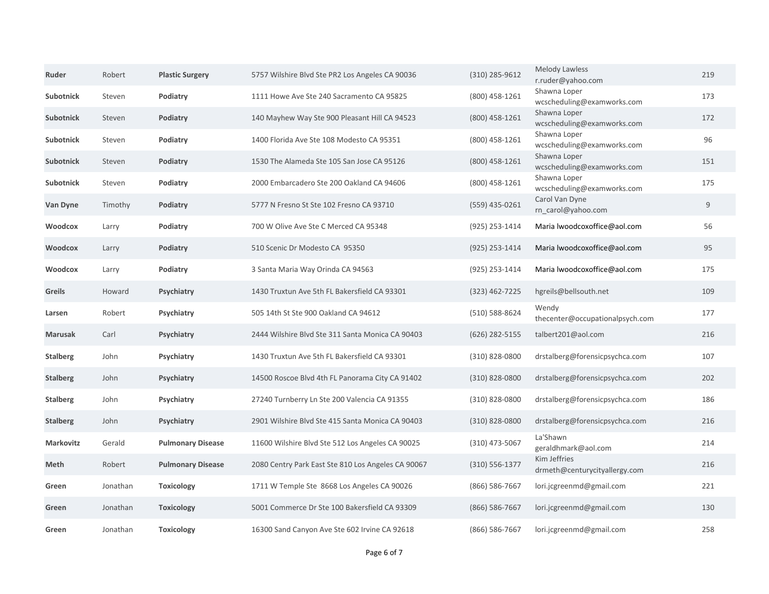| | | | | | | |
|---|---|---|---|---|---|---|
| **Ruder** | Robert | **Plastic Surgery** | 5757 Wilshire Blvd Ste PR2 Los Angeles CA 90036 | (310) 285-9612 | Melody Lawless r.ruder@yahoo.com | 219 |
| **Subotnick** | Steven | **Podiatry** | 1111 Howe Ave Ste 240 Sacramento CA 95825 | (800) 458-1261 | Shawna Loper wcscheduling@examworks.com | 173 |
| **Subotnick** | Steven | **Podiatry** | 140 Mayhew Way Ste 900 Pleasant Hill CA 94523 | (800) 458-1261 | Shawna Loper wcscheduling@examworks.com | 172 |
| **Subotnick** | Steven | **Podiatry** | 1400 Florida Ave Ste 108 Modesto CA 95351 | (800) 458-1261 | Shawna Loper wcscheduling@examworks.com | 96 |
| **Subotnick** | Steven | **Podiatry** | 1530 The Alameda Ste 105 San Jose CA 95126 | (800) 458-1261 | Shawna Loper wcscheduling@examworks.com | 151 |
| **Subotnick** | Steven | **Podiatry** | 2000 Embarcadero Ste 200 Oakland CA 94606 | (800) 458-1261 | Shawna Loper wcscheduling@examworks.com | 175 |
| **Van Dyne** | Timothy | **Podiatry** | 5777 N Fresno St Ste 102 Fresno CA 93710 | (559) 435-0261 | Carol Van Dyne rn_carol@yahoo.com | 9 |
| **Woodcox** | Larry | **Podiatry** | 700 W Olive Ave Ste C Merced CA 95348 | (925) 253-1414 | Maria lwoodcoxoffice@aol.com | 56 |
| **Woodcox** | Larry | **Podiatry** | 510 Scenic Dr Modesto CA 95350 | (925) 253-1414 | Maria lwoodcoxoffice@aol.com | 95 |
| **Woodcox** | Larry | **Podiatry** | 3 Santa Maria Way Orinda CA 94563 | (925) 253-1414 | Maria lwoodcoxoffice@aol.com | 175 |
| **Greils** | Howard | **Psychiatry** | 1430 Truxtun Ave 5th FL Bakersfield CA 93301 | (323) 462-7225 | hgreils@bellsouth.net | 109 |
| **Larsen** | Robert | **Psychiatry** | 505 14th St Ste 900 Oakland CA 94612 | (510) 588-8624 | Wendy thecenter@occupationalpsych.com | 177 |
| **Marusak** | Carl | **Psychiatry** | 2444 Wilshire Blvd Ste 311 Santa Monica CA 90403 | (626) 282-5155 | talbert201@aol.com | 216 |
| **Stalberg** | John | **Psychiatry** | 1430 Truxtun Ave 5th FL Bakersfield CA 93301 | (310) 828-0800 | drstalberg@forensicpsychca.com | 107 |
| **Stalberg** | John | **Psychiatry** | 14500 Roscoe Blvd 4th FL Panorama City CA 91402 | (310) 828-0800 | drstalberg@forensicpsychca.com | 202 |
| **Stalberg** | John | **Psychiatry** | 27240 Turnberry Ln Ste 200 Valencia CA 91355 | (310) 828-0800 | drstalberg@forensicpsychca.com | 186 |
| **Stalberg** | John | **Psychiatry** | 2901 Wilshire Blvd Ste 415 Santa Monica CA 90403 | (310) 828-0800 | drstalberg@forensicpsychca.com | 216 |
| **Markovitz** | Gerald | **Pulmonary Disease** | 11600 Wilshire Blvd Ste 512 Los Angeles CA 90025 | (310) 473-5067 | La'Shawn geraldhmark@aol.com | 214 |
| **Meth** | Robert | **Pulmonary Disease** | 2080 Centry Park East Ste 810 Los Angeles CA 90067 | (310) 556-1377 | Kim Jeffries drmeth@centurycityallergy.com | 216 |
| **Green** | Jonathan | **Toxicology** | 1711 W Temple Ste 8668 Los Angeles CA 90026 | (866) 586-7667 | lori.jcgreenmd@gmail.com | 221 |
| **Green** | Jonathan | **Toxicology** | 5001 Commerce Dr Ste 100 Bakersfield CA 93309 | (866) 586-7667 | lori.jcgreenmd@gmail.com | 130 |
| **Green** | Jonathan | **Toxicology** | 16300 Sand Canyon Ave Ste 602 Irvine CA 92618 | (866) 586-7667 | lori.jcgreenmd@gmail.com | 258 |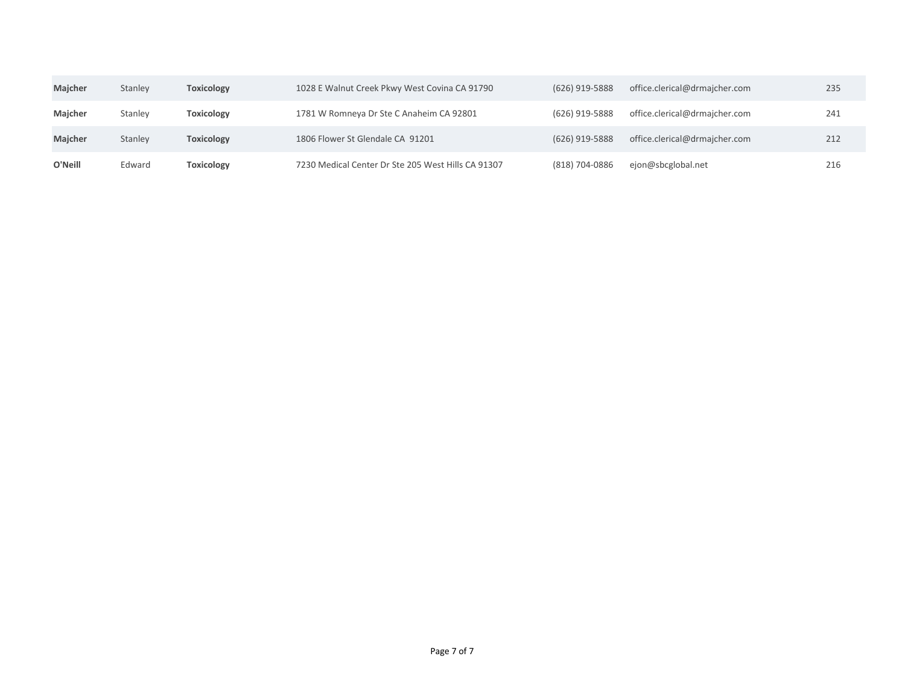| | | | | | | |
|---|---|---|---|---|---|---|
| **Majcher** | Stanley | **Toxicology** | 1028 E Walnut Creek Pkwy West Covina CA 91790 | (626) 919-5888 | office.clerical@drmajcher.com | 235 |
| **Majcher** | Stanley | **Toxicology** | 1781 W Romneya Dr Ste C Anaheim CA 92801 | (626) 919-5888 | office.clerical@drmajcher.com | 241 |
| **Majcher** | Stanley | **Toxicology** | 1806 Flower St Glendale CA 91201 | (626) 919-5888 | office.clerical@drmajcher.com | 212 |
| **O'Neill** | Edward | **Toxicology** | 7230 Medical Center Dr Ste 205 West Hills CA 91307 | (818) 704-0886 | ejon@sbcglobal.net | 216 |